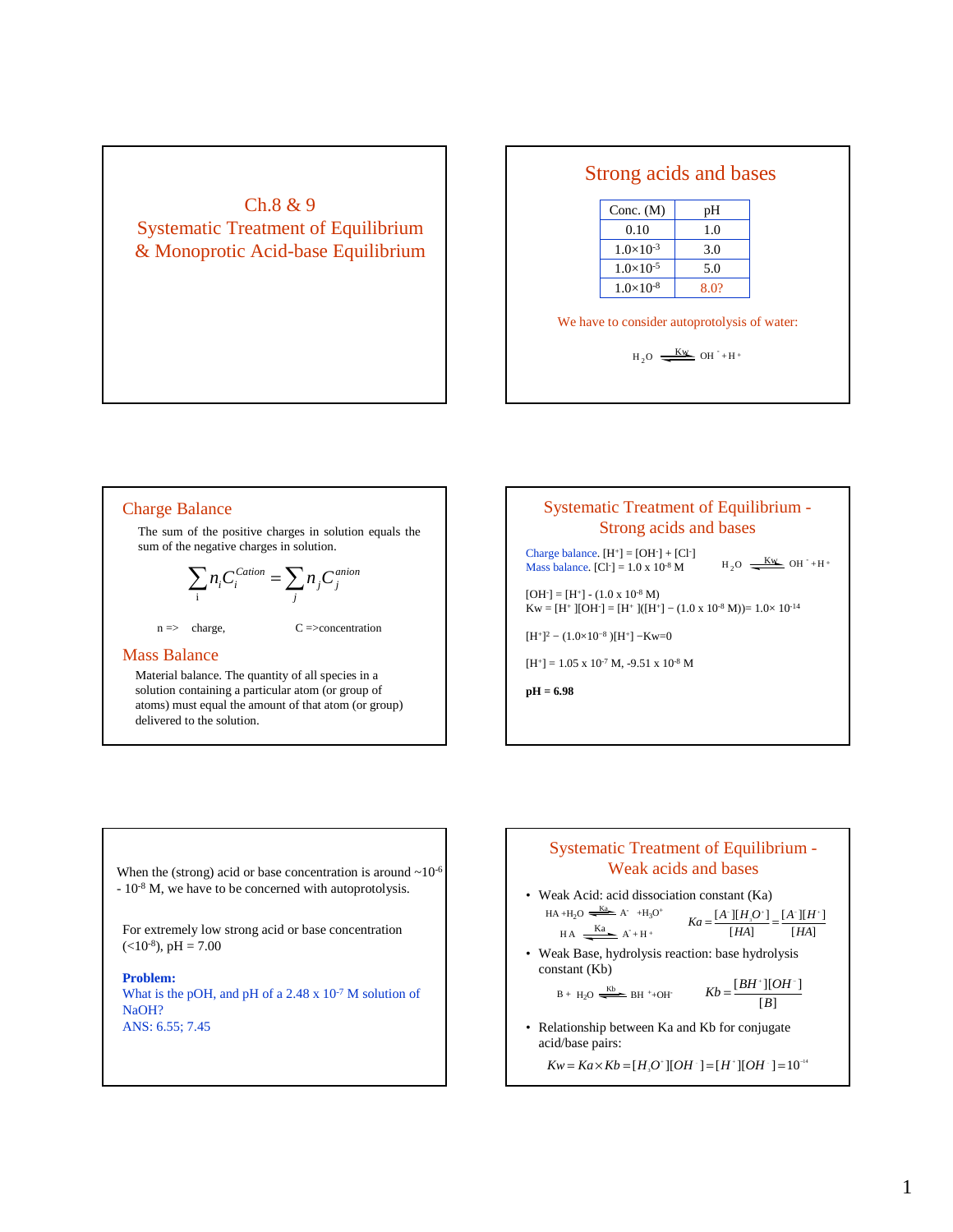# Ch.8 & 9
# Systematic Treatment of Equilibrium & Monoprotic Acid-base Equilibrium

## Strong acids and bases

| Conc. (M) | pH |
|---|---|
| 0.10 | 1.0 |
| $1.0\times10^{-3}$ | 3.0 |
| $1.0\times10^{-5}$ | 5.0 |
| $1.0\times10^{-8}$ | 8.0? |

We have to consider autoprotolysis of water:

$$H_2O \overset{Kw}{\rightleftharpoons} OH^- + H^+$$

## Charge Balance

The sum of the positive charges in solution equals the sum of the negative charges in solution.

$$\sum_i n_i C_i^{Cation} = \sum_j n_j C_j^{anion}$$

n => charge, C =>concentration

## Mass Balance

Material balance. The quantity of all species in a solution containing a particular atom (or group of atoms) must equal the amount of that atom (or group) delivered to the solution.

## Systematic Treatment of Equilibrium - Strong acids and bases

Charge balance. $[H^+] = [OH^-] + [Cl^-]$

Mass balance. $[Cl^-] = 1.0 \times 10^{-8}$ M

$$H_2O \overset{Kw}{\rightleftharpoons} OH^- + H^+$$

$[OH^-] = [H^+] - (1.0 \times 10^{-8}\text{ M})$

$Kw = [H^+][OH^-] = [H^+]([H^+] - (1.0 \times 10^{-8}\text{ M})) = 1.0\times 10^{-14}$

$[H^+]^2 - (1.0\times10^{-8})[H^+] - Kw = 0$

$[H^+] = 1.05 \times 10^{-7}$ M, $-9.51 \times 10^{-8}$ M

**pH = 6.98**

When the (strong) acid or base concentration is around ~$10^{-6}$ - $10^{-8}$ M, we have to be concerned with autoprotolysis.

For extremely low strong acid or base concentration ($<10^{-8}$), pH = 7.00

**Problem:**
What is the pOH, and pH of a $2.48 \times 10^{-7}$ M solution of NaOH?
ANS: 6.55; 7.45

## Systematic Treatment of Equilibrium - Weak acids and bases

- Weak Acid: acid dissociation constant (Ka)

$$HA + H_2O \overset{Ka}{\rightleftharpoons} A^- + H_3O^+$$

$$HA \overset{Ka}{\rightleftharpoons} A^- + H^+$$

$$Ka = \frac{[A^-][H_3O^+]}{[HA]} = \frac{[A^-][H^+]}{[HA]}$$

- Weak Base, hydrolysis reaction: base hydrolysis constant (Kb)

$$B + H_2O \overset{Kb}{\rightleftharpoons} BH^+ + OH^-$$

$$Kb = \frac{[BH^+][OH^-]}{[B]}$$

- Relationship between Ka and Kb for conjugate acid/base pairs:

$$Kw = Ka \times Kb = [H_3O^+][OH^-] = [H^+][OH^-] = 10^{-14}$$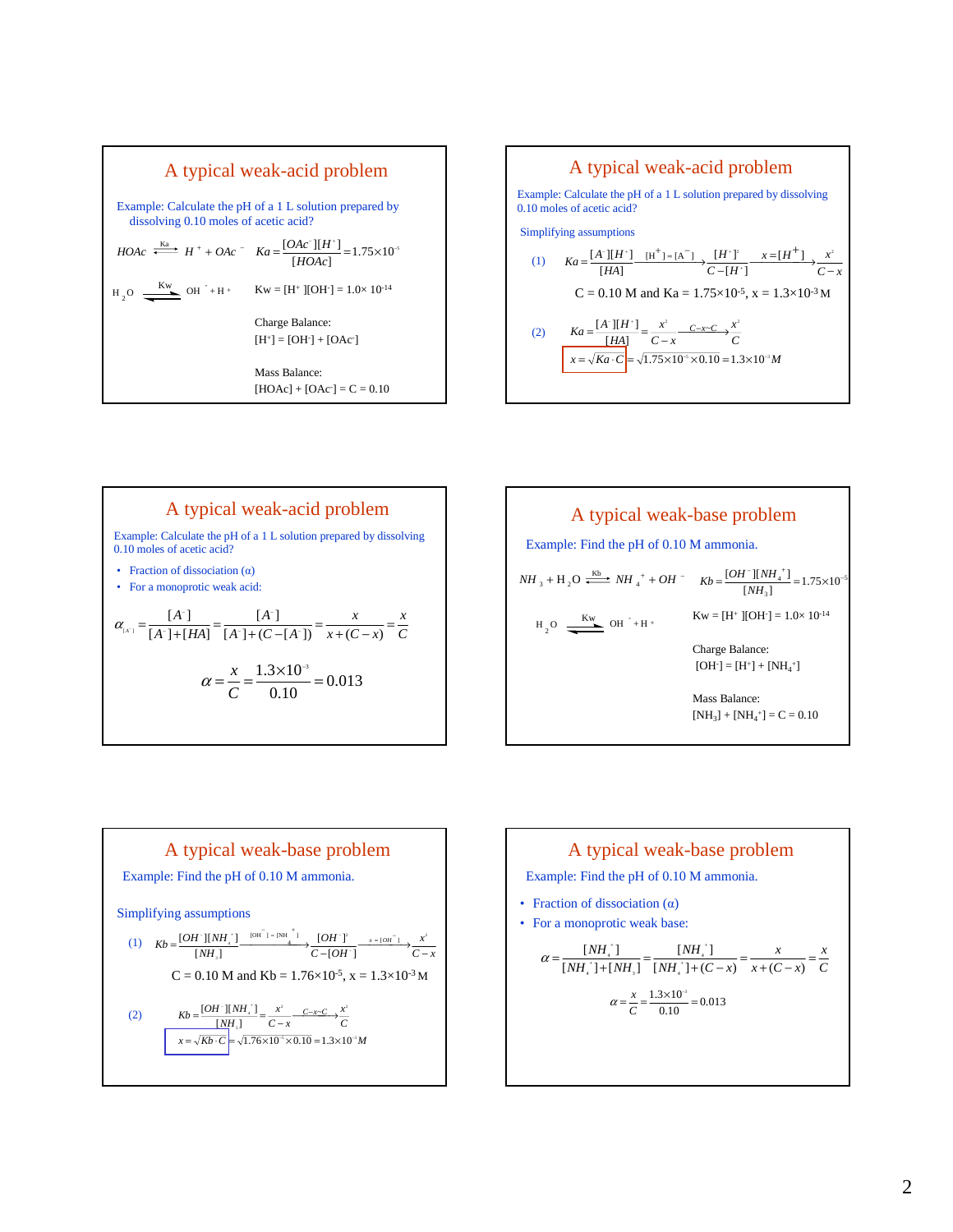## A typical weak-acid problem

Example: Calculate the pH of a 1 L solution prepared by dissolving 0.10 moles of acetic acid?

$$HOAc \overset{Ka}{\rightleftharpoons} H^+ + OAc^- \quad Ka = \frac{[OAc^-][H^+]}{[HOAc]} = 1.75\times10^{-5}$$

$$H_2O \overset{Kw}{\rightleftharpoons} OH^- + H^+$$

$Kw = [H^+][OH^-] = 1.0\times 10^{-14}$

Charge Balance:
$[H^+] = [OH^-] + [OAc^-]$

Mass Balance:
$[HOAc] + [OAc^-] = C = 0.10$

## A typical weak-acid problem

Example: Calculate the pH of a 1 L solution prepared by dissolving 0.10 moles of acetic acid?

Simplifying assumptions

(1) $$Ka = \frac{[A^-][H^+]}{[HA]} \xrightarrow{[H^+]\approx[A^-]} \frac{[H^+]^2}{C-[H^+]} \xrightarrow{x=[H^+]} \frac{x^2}{C-x}$$

C = 0.10 M and Ka = $1.75\times10^{-5}$, x = $1.3\times10^{-3}$ M

(2) $$Ka = \frac{[A^-][H^+]}{[HA]} = \frac{x^2}{C-x} \xrightarrow{C-x\sim C} \frac{x^2}{C}$$

$$x = \sqrt{Ka\cdot C} = \sqrt{1.75\times10^{-5}\times0.10} = 1.3\times10^{-3}M$$

## A typical weak-acid problem

Example: Calculate the pH of a 1 L solution prepared by dissolving 0.10 moles of acetic acid?

- Fraction of dissociation ($\alpha$)
- For a monoprotic weak acid:

$$\alpha_{[A^-]} = \frac{[A^-]}{[A^-]+[HA]} = \frac{[A^-]}{[A^-]+(C-[A^-])} = \frac{x}{x+(C-x)} = \frac{x}{C}$$

$$\alpha = \frac{x}{C} = \frac{1.3\times10^{-3}}{0.10} = 0.013$$

## A typical weak-base problem

Example: Find the pH of 0.10 M ammonia.

$$NH_3 + H_2O \overset{Kb}{\rightleftharpoons} NH_4^+ + OH^- \quad Kb = \frac{[OH^-][NH_4^+]}{[NH_3]} = 1.75\times10^{-5}$$

$$H_2O \overset{Kw}{\rightleftharpoons} OH^- + H^+$$

$Kw = [H^+][OH^-] = 1.0\times 10^{-14}$

Charge Balance:
$[OH^-] = [H^+] + [NH_4^+]$

Mass Balance:
$[NH_3] + [NH_4^+] = C = 0.10$

## A typical weak-base problem

Example: Find the pH of 0.10 M ammonia.

Simplifying assumptions

(1) $$Kb = \frac{[OH^-][NH_4^+]}{[NH_3]} \xrightarrow{[OH^-]=[NH_4^+]} \frac{[OH^-]^2}{C-[OH^-]} \xrightarrow{x=[OH^-]} \frac{x^2}{C-x}$$

C = 0.10 M and Kb = $1.76\times10^{-5}$, x = $1.3\times10^{-3}$ M

(2) $$Kb = \frac{[OH^-][NH_4^+]}{[NH_3]} = \frac{x^2}{C-x} \xrightarrow{C-x\sim C} \frac{x^2}{C}$$

$$x = \sqrt{Kb\cdot C} = \sqrt{1.76\times10^{-5}\times0.10} = 1.3\times10^{-3}M$$

## A typical weak-base problem

Example: Find the pH of 0.10 M ammonia.

- Fraction of dissociation ($\alpha$)
- For a monoprotic weak base:

$$\alpha = \frac{[NH_4^+]}{[NH_4^+]+[NH_3]} = \frac{[NH_4^+]}{[NH_4^+]+(C-x)} = \frac{x}{x+(C-x)} = \frac{x}{C}$$

$$\alpha = \frac{x}{C} = \frac{1.3\times10^{-3}}{0.10} = 0.013$$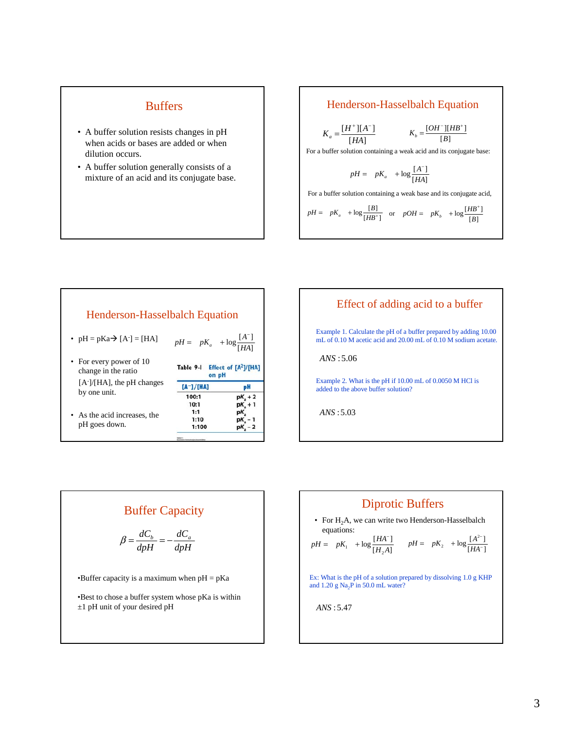## Buffers

- A buffer solution resists changes in pH when acids or bases are added or when dilution occurs.
- A buffer solution generally consists of a mixture of an acid and its conjugate base.

## Henderson-Hasselbalch Equation

$$K_a = \frac{[H^+][A^-]}{[HA]} \qquad K_b = \frac{[OH^-][HB^+]}{[B]}$$

For a buffer solution containing a weak acid and its conjugate base:

$$pH = pK_a + \log\frac{[A^-]}{[HA]}$$

For a buffer solution containing a weak base and its conjugate acid,

$$pH = pK_a + \log\frac{[B]}{[HB^+]} \quad \text{or} \quad pOH = pK_b + \log\frac{[HB^+]}{[B]}$$

## Henderson-Hasselbalch Equation

$$pH = pK_a + \log\frac{[A^-]}{[HA]}$$

- pH = pKa→ $[A^-] = [HA]$
- For every power of 10 change in the ratio $[A^-]/[HA]$, the pH changes by one unit.
- As the acid increases, the pH goes down.

**Table 9-1 Effect of $[A^-]/[HA]$ on pH**

| $[A^-]/[HA]$ | pH |
|---|---|
| 100:1 | $pK_a + 2$ |
| 10:1 | $pK_a + 1$ |
| 1:1 | $pK_a$ |
| 1:10 | $pK_a - 1$ |
| 1:100 | $pK_a - 2$ |

## Effect of adding acid to a buffer

Example 1. Calculate the pH of a buffer prepared by adding 10.00 mL of 0.10 M acetic acid and 20.00 mL of 0.10 M sodium acetate.

$ANS: 5.06$

Example 2. What is the pH if 10.00 mL of 0.0050 M HCl is added to the above buffer solution?

$ANS: 5.03$

## Buffer Capacity

$$\beta = \frac{dC_b}{dpH} = -\frac{dC_a}{dpH}$$

- Buffer capacity is a maximum when pH = pKa
- Best to chose a buffer system whose pKa is within ±1 pH unit of your desired pH

## Diprotic Buffers

- For $H_2A$, we can write two Henderson-Hasselbalch equations:

$$pH = pK_1 + \log\frac{[HA^-]}{[H_2A]} \qquad pH = pK_2 + \log\frac{[A^{2-}]}{[HA^-]}$$

Ex: What is the pH of a solution prepared by dissolving 1.0 g KHP and 1.20 g $Na_2P$ in 50.0 mL water?

$ANS: 5.47$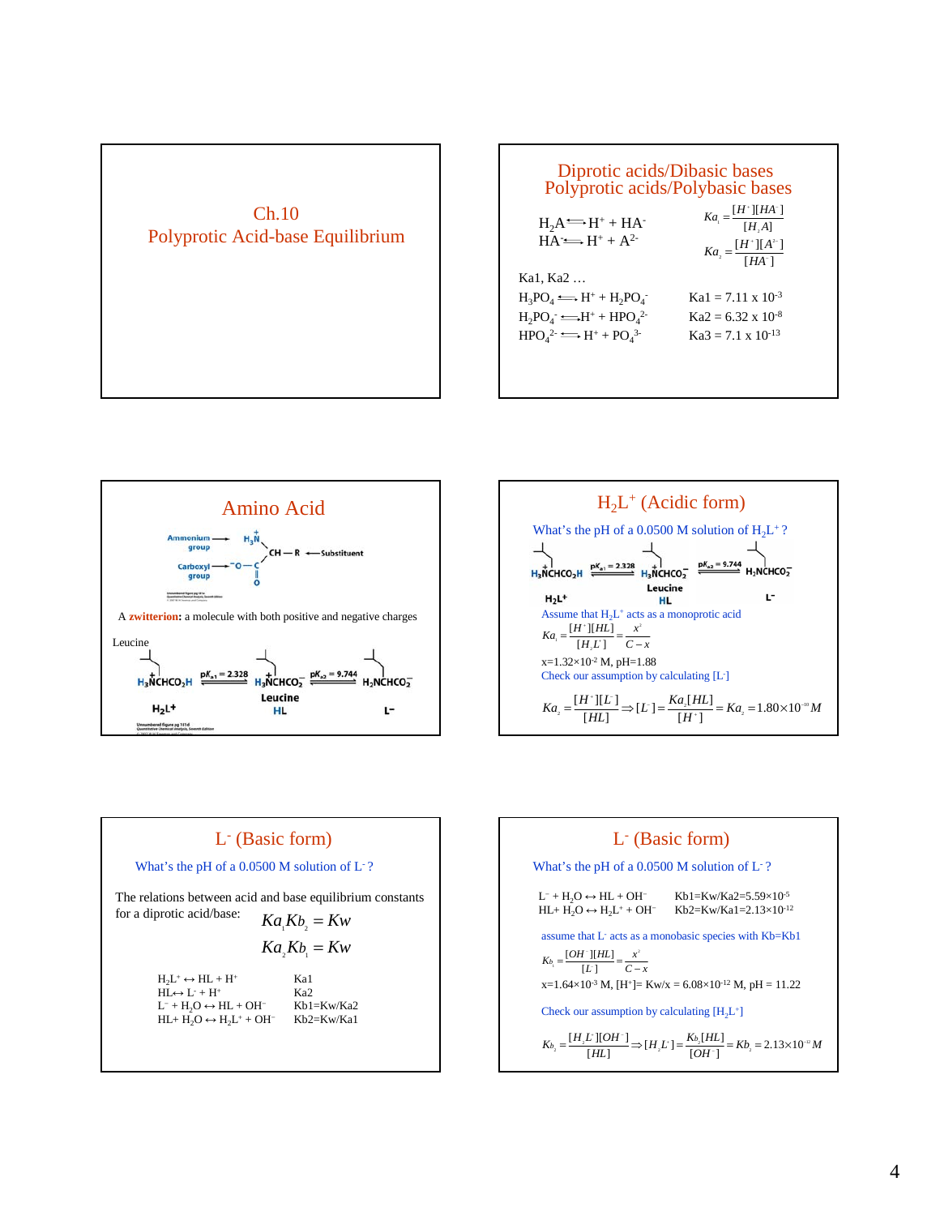# Ch.10
# Polyprotic Acid-base Equilibrium

## Diprotic acids/Dibasic bases
## Polyprotic acids/Polybasic bases

$H_2A \rightleftharpoons H^+ + HA^-$

$HA^- \rightleftharpoons H^+ + A^{2-}$

$$Ka_1 = \frac{[H^+][HA^-]}{[H_2A]}$$

$$Ka_2 = \frac{[H^+][A^{2-}]}{[HA^-]}$$

Ka1, Ka2 …

| | |
|---|---|
| $H_3PO_4 \rightleftharpoons H^+ + H_2PO_4^-$ | Ka1 = 7.11 x $10^{-3}$ |
| $H_2PO_4^- \rightleftharpoons H^+ + HPO_4^{2-}$ | Ka2 = 6.32 x $10^{-8}$ |
| $HPO_4^{2-} \rightleftharpoons H^+ + PO_4^{3-}$ | Ka3 = 7.1 x $10^{-13}$ |

## Amino Acid

Ammonium group, Carboxyl group, Substituent

A **zwitterion:** a molecule with both positive and negative charges

Leucine

$H_2L^+$ ($pK_{a1} = 2.328$) $\rightleftharpoons$ Leucine HL ($pK_{a2} = 9.744$) $\rightleftharpoons$ $L^-$

## $H_2L^+$ (Acidic form)

What's the pH of a 0.0500 M solution of $H_2L^+$ ?

$H_2L^+$ ($pK_{a1} = 2.328$) $\rightleftharpoons$ Leucine HL ($pK_{a2} = 9.744$) $\rightleftharpoons$ $L^-$

Assume that $H_2L^+$ acts as a monoprotic acid

$$Ka_1 = \frac{[H^+][HL]}{[H_2L^+]} = \frac{x^2}{C - x}$$

x=1.32×$10^{-2}$ M, pH=1.88

Check our assumption by calculating $[L^-]$

$$Ka_2 = \frac{[H^+][L^-]}{[HL]} \Rightarrow [L^-] = \frac{Ka_2[HL]}{[H^+]} = Ka_2 = 1.80\times10^{-10} M$$

## $L^-$ (Basic form)

What's the pH of a 0.0500 M solution of $L^-$ ?

The relations between acid and base equilibrium constants for a diprotic acid/base:

$$Ka_1 Kb_2 = Kw$$

$$Ka_2 Kb_1 = Kw$$

| | |
|---|---|
| $H_2L^+ \leftrightarrow HL + H^+$ | Ka1 |
| $HL \leftrightarrow L^- + H^+$ | Ka2 |
| $L^- + H_2O \leftrightarrow HL + OH^-$ | Kb1=Kw/Ka2 |
| $HL + H_2O \leftrightarrow H_2L^+ + OH^-$ | Kb2=Kw/Ka1 |

## $L^-$ (Basic form)

What's the pH of a 0.0500 M solution of $L^-$ ?

| | |
|---|---|
| $L^- + H_2O \leftrightarrow HL + OH^-$ | Kb1=Kw/Ka2=5.59×$10^{-5}$ |
| $HL + H_2O \leftrightarrow H_2L^+ + OH^-$ | Kb2=Kw/Ka1=2.13×$10^{-12}$ |

assume that $L^-$ acts as a monobasic species with Kb=Kb1

$$Kb_1 = \frac{[OH^-][HL]}{[L^-]} = \frac{x^2}{C - x}$$

x=1.64×$10^{-3}$ M, $[H^+]$= Kw/x = 6.08×$10^{-12}$ M, pH = 11.22

Check our assumption by calculating $[H_2L^+]$

$$Kb_2 = \frac{[H_2L^+][OH^-]}{[HL]} \Rightarrow [H_2L^+] = \frac{Kb_2[HL]}{[OH^-]} = Kb_2 = 2.13\times10^{-12} M$$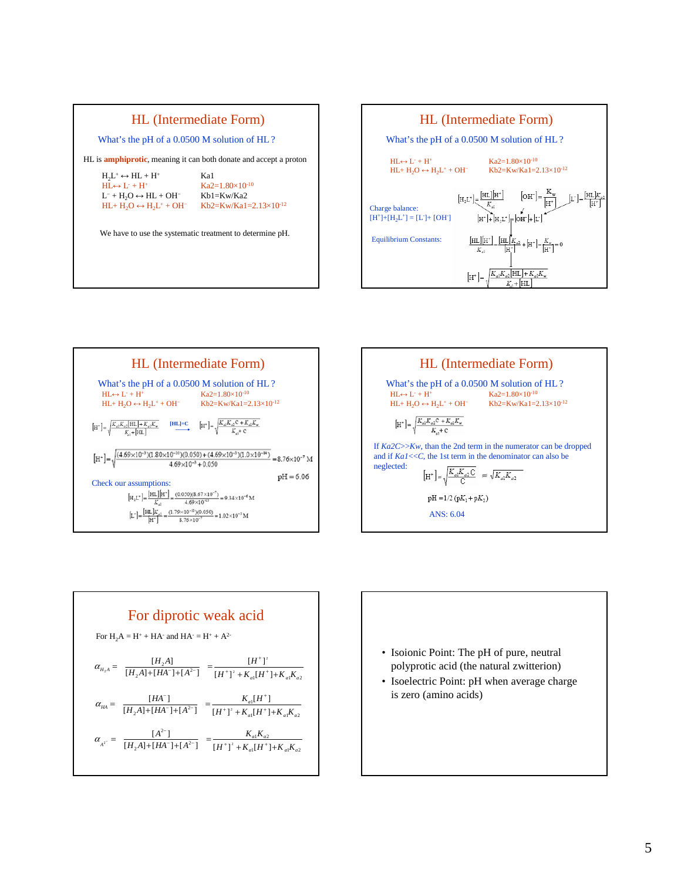## HL (Intermediate Form)

What's the pH of a 0.0500 M solution of HL ?

HL is **amphiprotic**, meaning it can both donate and accept a proton

| Reaction | Constant |
|---|---|
| $H_2L^+ \leftrightarrow HL + H^+$ | Ka1 |
| $HL \leftrightarrow L^- + H^+$ | $Ka2=1.80\times10^{-10}$ |
| $L^- + H_2O \leftrightarrow HL + OH^-$ | Kb1=Kw/Ka2 |
| $HL + H_2O \leftrightarrow H_2L^+ + OH^-$ | $Kb2=Kw/Ka1=2.13\times10^{-12}$ |

We have to use the systematic treatment to determine pH.

## HL (Intermediate Form)

What's the pH of a 0.0500 M solution of HL ?

$HL \leftrightarrow L^- + H^+$   $Ka2=1.80\times10^{-10}$

$HL + H_2O \leftrightarrow H_2L^+ + OH^-$   $Kb2=Kw/Ka1=2.13\times10^{-12}$

$$[H_2L^+] = \frac{[HL][H^+]}{K_{a1}} \qquad [OH^-] = \frac{K_w}{[H^+]} \qquad [L^-] = \frac{[HL]K_{a2}}{[H^+]}$$

Charge balance:
$[H^+]+[H_2L^+] = [L^-]+ [OH^-]$

$$[H^+] + [H_2L^+] = [OH^-] + [L^-]$$

Equilibrium Constants:

$$\frac{[HL][H^+]}{K_{a1}} - \frac{[HL]K_{a2}}{[H^+]} + [H^+] - \frac{K_w}{[H^+]} = 0$$

$$[H^+] = \sqrt{\frac{K_{a1}K_{a2}[HL] + K_{a1}K_w}{K_{a1} + [HL]}}$$

## HL (Intermediate Form)

What's the pH of a 0.0500 M solution of HL ?

$HL \leftrightarrow L^- + H^+$   $Ka2=1.80\times10^{-10}$

$HL + H_2O \leftrightarrow H_2L^+ + OH^-$   $Kb2=Kw/Ka1=2.13\times10^{-12}$

$$[H^+] = \sqrt{\frac{K_{a1}K_{a2}[HL] + K_{a1}K_w}{K_{a1} + [HL]}} \quad \xrightarrow{[HL]=C} \quad [H^+] = \sqrt{\frac{K_{a1}K_{a2}C + K_{a1}K_w}{K_{a1} + C}}$$

$$[H^+] = \sqrt{\frac{(4.69\times10^{-3})(1.80\times10^{-10})(0.050) + (4.69\times10^{-3})(1.0\times10^{-14})}{4.69\times10^{-3} + 0.050}} = 8.76\times10^{-7}\ M$$

$$pH = 6.06$$

Check our assumptions:

$$[H_2L^+] = \frac{[HL][H^+]}{K_{a1}} = \frac{(0.050)(8.67\times10^{-7})}{4.69\times10^{-3}} = 9.34\times10^{-6}\ M$$

$$[L^-] = \frac{[HL]K_{a2}}{[H^+]} = \frac{(1.79\times10^{-10})(0.050)}{8.76\times10^{-7}} = 1.02\times10^{-5}\ M$$

## HL (Intermediate Form)

What's the pH of a 0.0500 M solution of HL ?

$HL \leftrightarrow L^- + H^+$   $Ka2=1.80\times10^{-10}$

$HL + H_2O \leftrightarrow H_2L^+ + OH^-$   $Kb2=Kw/Ka1=2.13\times10^{-12}$

$$[H^+] = \sqrt{\frac{K_{a1}K_{a2}C + K_{a1}K_w}{K_{a1} + C}}$$

If *Ka2C>>Kw*, than the 2nd term in the numerator can be dropped and if *Ka1<<C*, the 1st term in the denominator can also be neglected:

$$[H^+] = \sqrt{\frac{K_{a1}K_{a2}C}{C}} = \sqrt{K_{a1}K_{a2}}$$

$$pH = 1/2\,(pK_1 + pK_2)$$

ANS: 6.04

## For diprotic weak acid

For $H_2A = H^+ + HA^-$ and $HA^- = H^+ + A^{2-}$

$$\alpha_{H_2A} = \frac{[H_2A]}{[H_2A]+[HA^-]+[A^{2-}]} = \frac{[H^+]^2}{[H^+]^2 + K_{a1}[H^+] + K_{a1}K_{a2}}$$

$$\alpha_{HA^-} = \frac{[HA^-]}{[H_2A]+[HA^-]+[A^{2-}]} = \frac{K_{a1}[H^+]}{[H^+]^2 + K_{a1}[H^+] + K_{a1}K_{a2}}$$

$$\alpha_{A^{2-}} = \frac{[A^{2-}]}{[H_2A]+[HA^-]+[A^{2-}]} = \frac{K_{a1}K_{a2}}{[H^+]^2 + K_{a1}[H^+] + K_{a1}K_{a2}}$$

- Isoionic Point: The pH of pure, neutral polyprotic acid (the natural zwitterion)
- Isoelectric Point: pH when average charge is zero (amino acids)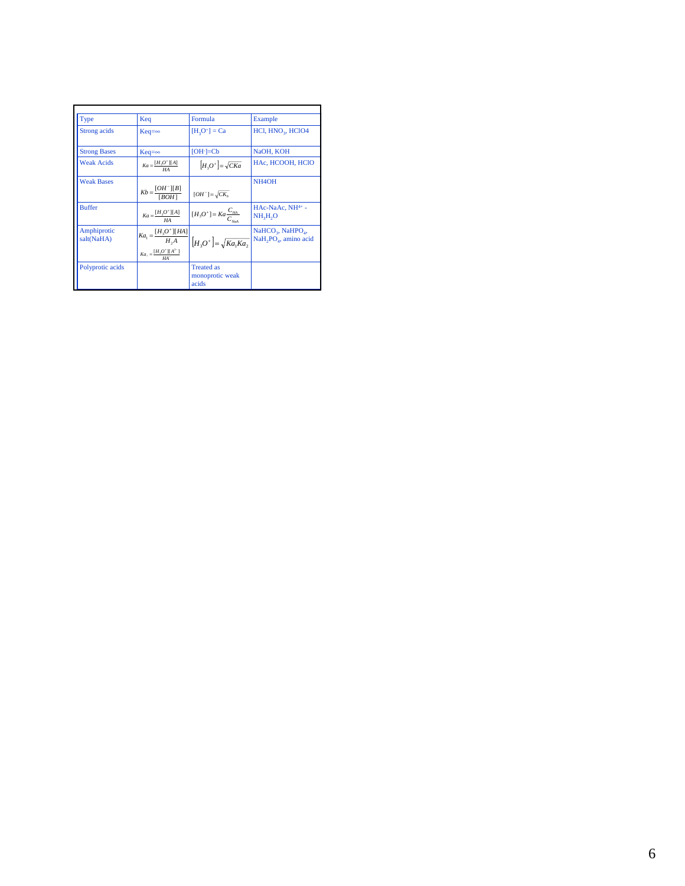| Type | Keq | Formula | Example |
|---|---|---|---|
| Strong acids | Keq=∞ | $[H_3O^+] = Ca$ | HCl, $HNO_3$, HClO4 |
| Strong Bases | Keq=∞ | $[OH^-]=Cb$ | NaOH, KOH |
| Weak Acids | $Ka = \frac{[H_3O^+][A]}{HA}$ | $[H_3O^+] = \sqrt{CKa}$ | HAc, HCOOH, HClO |
| Weak Bases | $Kb = \frac{[OH^-][B]}{[BOH]}$ | $[OH^-] = \sqrt{CK_b}$ | NH4OH |
| Buffer | $Ka = \frac{[H_3O^+][A]}{HA}$ | $[H_3O^+] = Ka\frac{C_{HA}}{C_{NaA}}$ | HAc-NaAc, $NH^{4+}$ - $NH_3H_2O$ |
| Amphiprotic salt(NaHA) | $Ka_1 = \frac{[H_3O^+][HA]}{H_2A}$ $Ka_2 = \frac{[H_3O^+][A^{2-}]}{HA^-}$ | $[H_3O^+] = \sqrt{Ka_1Ka_2}$ | $NaHCO_3$, $NaHPO_4$, $NaH_2PO_4$, amino acid |
| Polyprotic acids | | Treated as monoprotic weak acids | |